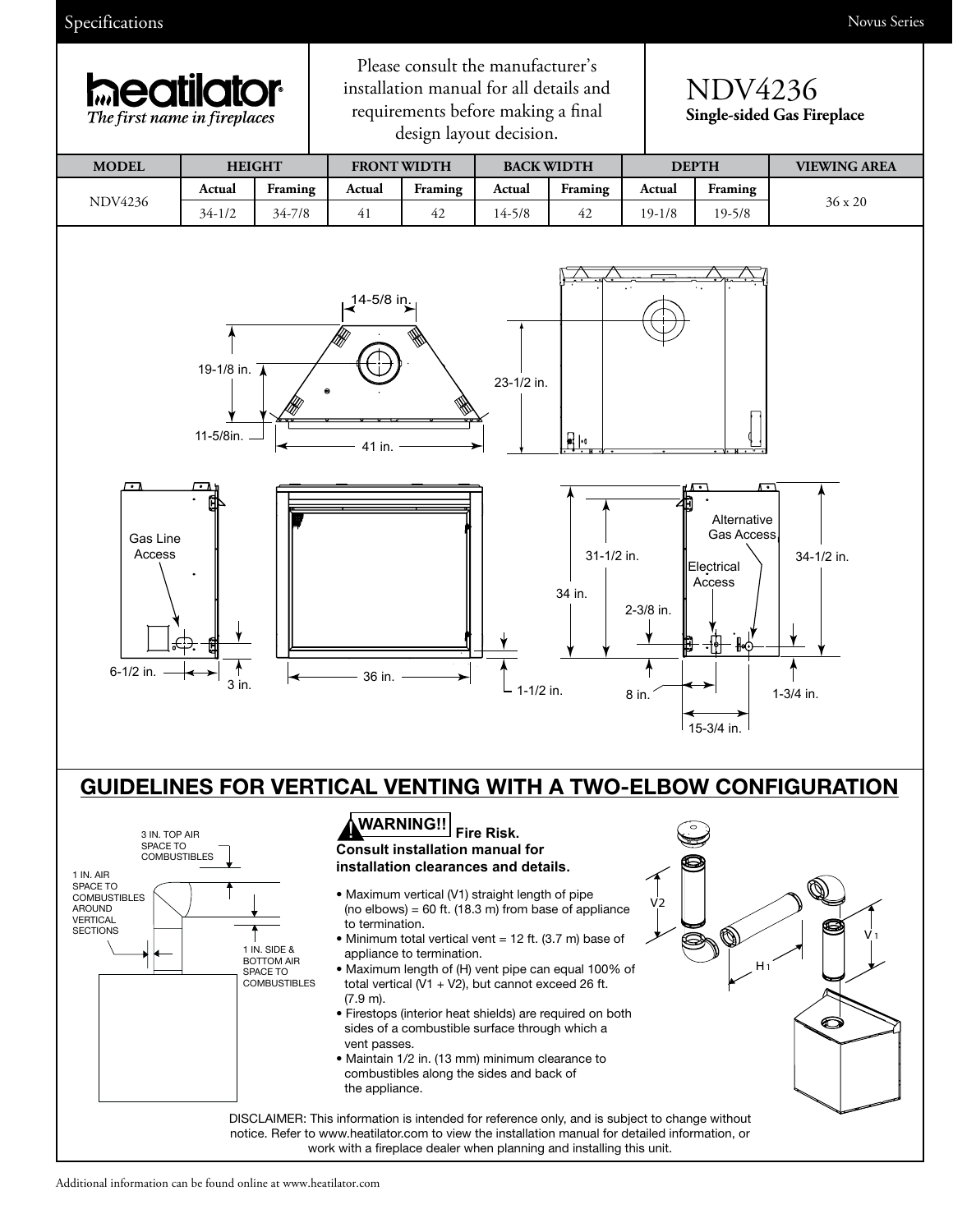Specifications

**heatilator**
*The first name in fireplaces*

Please consult the manufacturer's installation manual for all details and requirements before making a final design layout decision.

# NDV4236
**Single-sided Gas Fireplace**

| MODEL | HEIGHT | | FRONT WIDTH | | BACK WIDTH | | DEPTH | | VIEWING AREA |
|---|---|---|---|---|---|---|---|---|---|
| | Actual | Framing | Actual | Framing | Actual | Framing | Actual | Framing | |
| NDV4236 | 34-1/2 | 34-7/8 | 41 | 42 | 14-5/8 | 42 | 19-1/8 | 19-5/8 | 36 x 20 |

14-5/8 in.
19-1/8 in.
11-5/8in.
41 in.
23-1/2 in.

Gas Line Access
6-1/2 in.
3 in.
36 in.
1-1/2 in.
34 in.
31-1/2 in.
2-3/8 in.
8 in.
Alternative Gas Access
Electrical Access
34-1/2 in.
1-3/4 in.
15-3/4 in.

## GUIDELINES FOR VERTICAL VENTING WITH A TWO-ELBOW CONFIGURATION

3 IN. TOP AIR SPACE TO COMBUSTIBLES
1 IN. AIR SPACE TO COMBUSTIBLES AROUND VERTICAL SECTIONS
1 IN. SIDE & BOTTOM AIR SPACE TO COMBUSTIBLES

**WARNING!! Fire Risk.**
**Consult installation manual for installation clearances and details.**

- Maximum vertical (V1) straight length of pipe (no elbows) = 60 ft. (18.3 m) from base of appliance to termination.
- Minimum total vertical vent = 12 ft. (3.7 m) base of appliance to termination.
- Maximum length of (H) vent pipe can equal 100% of total vertical (V1 + V2), but cannot exceed 26 ft. (7.9 m).
- Firestops (interior heat shields) are required on both sides of a combustible surface through which a vent passes.
- Maintain 1/2 in. (13 mm) minimum clearance to combustibles along the sides and back of the appliance.

V2
V1
H1

DISCLAIMER: This information is intended for reference only, and is subject to change without notice. Refer to www.heatilator.com to view the installation manual for detailed information, or work with a fireplace dealer when planning and installing this unit.

Additional information can be found online at www.heatilator.com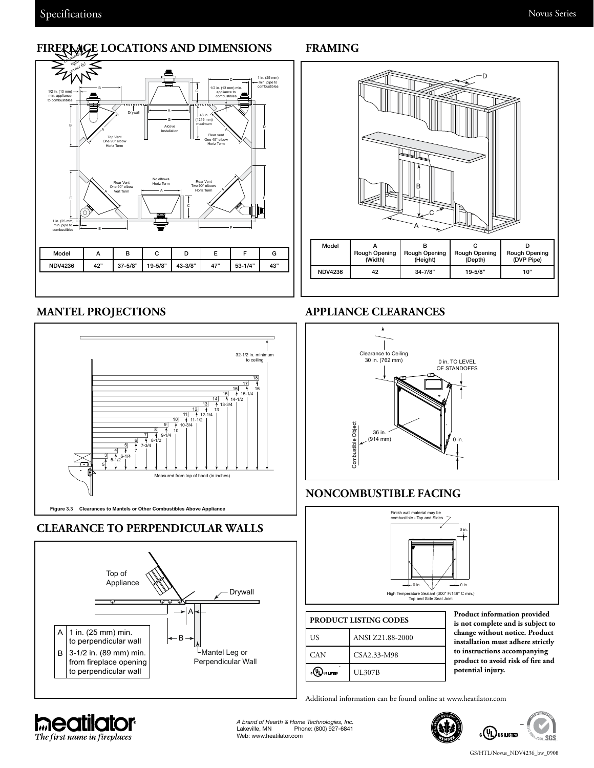## FIREPLACE LOCATIONS AND DIMENSIONS

Extremely tight corner fit!

1/2 in. (13 mm) min. appliance to combustibles

1/2 in. (13 mm) min. appliance to combustibles

1 in. (25 mm) min. pipe to combustibles

Drywall

Alcove Installation

48 in. (1219 mm) maximum

Top Vent One 90° elbow Horiz Term

Rear vent One 45° elbow Horiz Term

Rear Vent One 90° elbow Vert Term

No elbows Horiz Term

Rear Vent Two 90° elbows Horiz Term

1 in. (25 mm) min. pipe to combustibles

| Model | A | B | C | D | E | F | G |
|---|---|---|---|---|---|---|---|
| NDV4236 | 42" | 37-5/8" | 19-5/8" | 43-3/8" | 47" | 53-1/4" | 43" |

## FRAMING

| Model | A Rough Opening (Width) | B Rough Opening (Height) | C Rough Opening (Depth) | D Rough Opening (DVP Pipe) |
|---|---|---|---|---|
| NDV4236 | 42 | 34-7/8" | 19-5/8" | 10" |

## MANTEL PROJECTIONS

32-1/2 in. minimum to ceiling

3 4 5 6 7 8 9 10 11 12 13 14 15 16 17 18

5 5-1/2 6-1/4 7 7-3/4 8-1/2 9-1/4 10 10-3/4 11-1/2 12-1/4 13 13-3/4 14-1/2 15-1/4 16

Measured from top of hood (in inches)

**Figure 3.3 Clearances to Mantels or Other Combustibles Above Appliance**

## APPLIANCE CLEARANCES

Clearance to Ceiling 30 in. (762 mm)

0 in. TO LEVEL OF STANDOFFS

Combustible Object

36 in. (914 mm)

0 in.

## NONCOMBUSTIBLE FACING

Finish wall material may be combustible - Top and Sides

0 in.

0 in.

0 in.

High Temperature Sealant (300° F/149° C min.) Top and Side Seal Joint

## CLEARANCE TO PERPENDICULAR WALLS

Top of Appliance

Drywall

Mantel Leg or Perpendicular Wall

| | |
|---|---|
| A | 1 in. (25 mm) min. to perpendicular wall |
| B | 3-1/2 in. (89 mm) min. from fireplace opening to perpendicular wall |

| PRODUCT LISTING CODES | |
|---|---|
| US | ANSI Z21.88-2000 |
| CAN | CSA2.33-M98 |
| c UL us LISTED | UL307B |

**Product information provided is not complete and is subject to change without notice. Product installation must adhere strictly to instructions accompanying product to avoid risk of fire and potential injury.**

Additional information can be found online at www.heatilator.com

heatilator®
*The first name in fireplaces*

*A brand of Hearth & Home Technologies, Inc.*
Lakeville, MN Phone: (800) 927-6841
Web: www.heatilator.com

GS/HTL/Novus_NDV4236_bw_0908